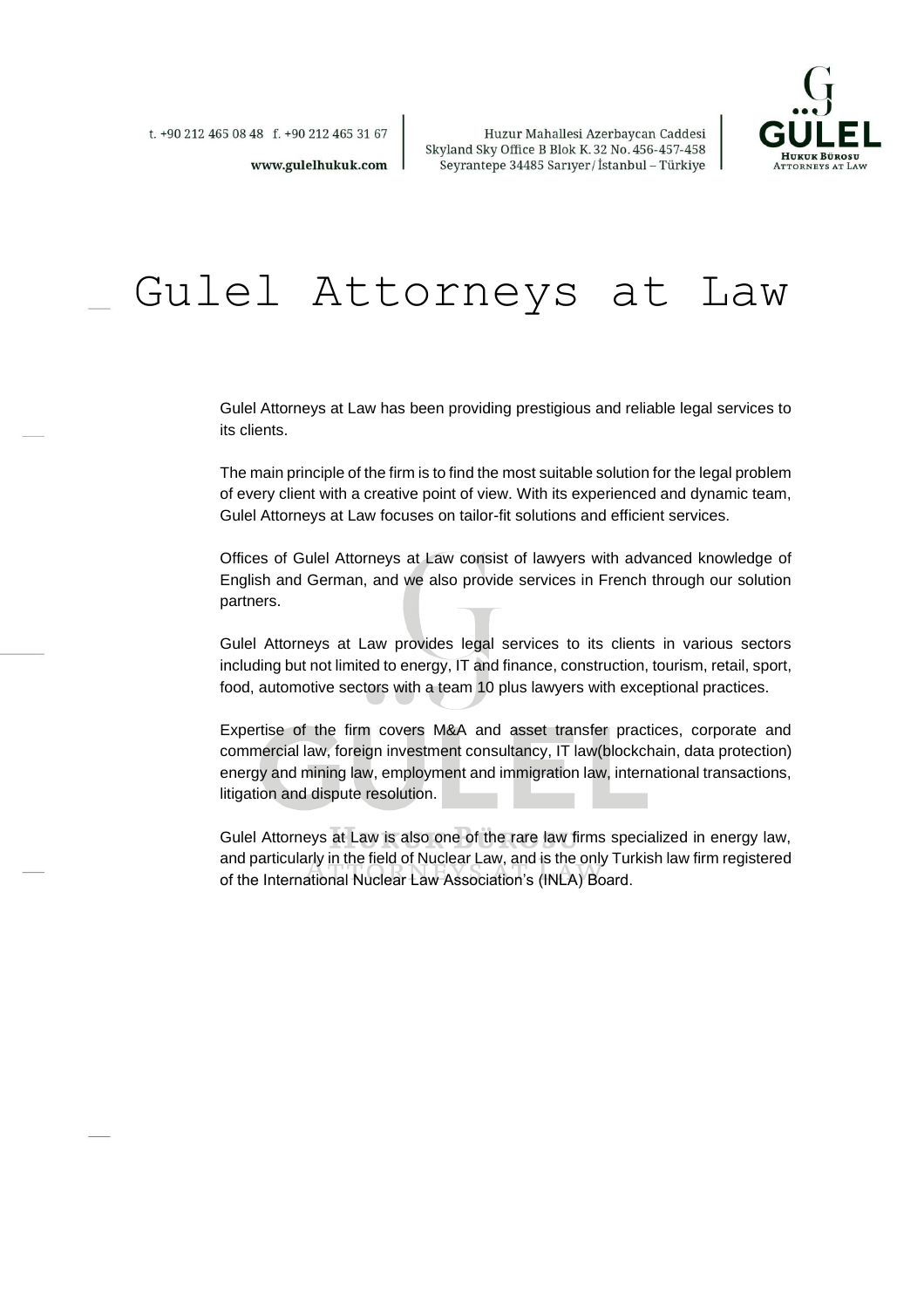# Gulel Attorneys at Law

Gulel Attorneys at Law has been providing prestigious and reliable legal services to its clients.

The main principle of the firm is to find the most suitable solution for the legal problem of every client with a creative point of view. With its experienced and dynamic team, Gulel Attorneys at Law focuses on tailor-fit solutions and efficient services.

Offices of Gulel Attorneys at Law consist of lawyers with advanced knowledge of English and German, and we also provide services in French through our solution partners.

Gulel Attorneys at Law provides legal services to its clients in various sectors including but not limited to energy, IT and finance, construction, tourism, retail, sport, food, automotive sectors with a team 10 plus lawyers with exceptional practices.

Expertise of the firm covers M&A and asset transfer practices, corporate and commercial law, foreign investment consultancy, IT law(blockchain, data protection) energy and mining law, employment and immigration law, international transactions, litigation and dispute resolution.

Gulel Attorneys at Law is also one of the rare law firms specialized in energy law, and particularly in the field of Nuclear Law, and is the only Turkish law firm registered of the International Nuclear Law Association's (INLA) Board.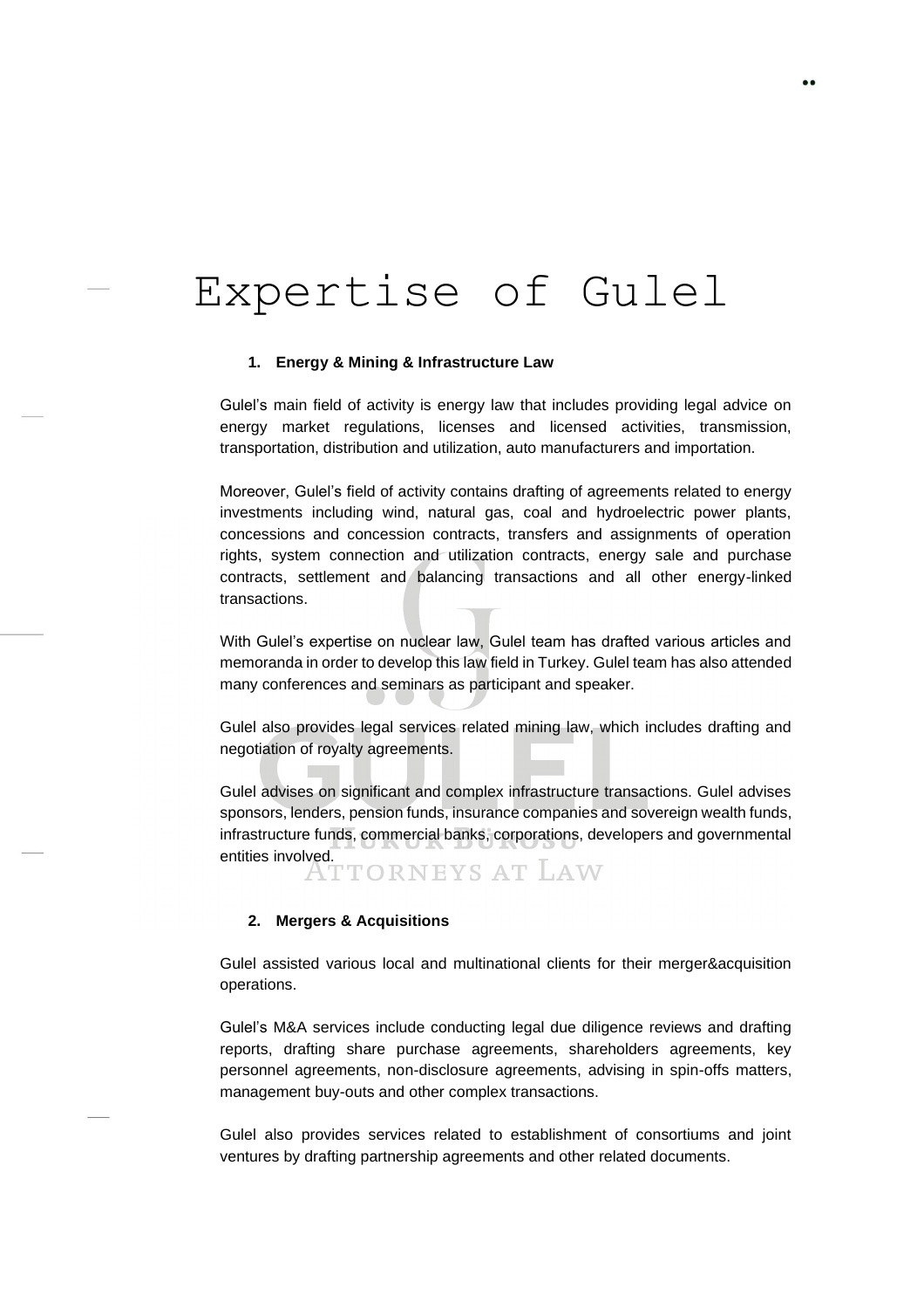# Expertise of Gulel

## 1. Energy & Mining & Infrastructure Law

Gulel's main field of activity is energy law that includes providing legal advice on energy market regulations, licenses and licensed activities, transmission, transportation, distribution and utilization, auto manufacturers and importation.

Moreover, Gulel's field of activity contains drafting of agreements related to energy investments including wind, natural gas, coal and hydroelectric power plants, concessions and concession contracts, transfers and assignments of operation rights, system connection and utilization contracts, energy sale and purchase contracts, settlement and balancing transactions and all other energy-linked transactions.

With Gulel's expertise on nuclear law, Gulel team has drafted various articles and memoranda in order to develop this law field in Turkey. Gulel team has also attended many conferences and seminars as participant and speaker.

Gulel also provides legal services related mining law, which includes drafting and negotiation of royalty agreements.

Gulel advises on significant and complex infrastructure transactions. Gulel advises sponsors, lenders, pension funds, insurance companies and sovereign wealth funds, infrastructure funds, commercial banks, corporations, developers and governmental entities involved.

## 2. Mergers & Acquisitions

Gulel assisted various local and multinational clients for their merger&acquisition operations.

Gulel's M&A services include conducting legal due diligence reviews and drafting reports, drafting share purchase agreements, shareholders agreements, key personnel agreements, non-disclosure agreements, advising in spin-offs matters, management buy-outs and other complex transactions.

Gulel also provides services related to establishment of consortiums and joint ventures by drafting partnership agreements and other related documents.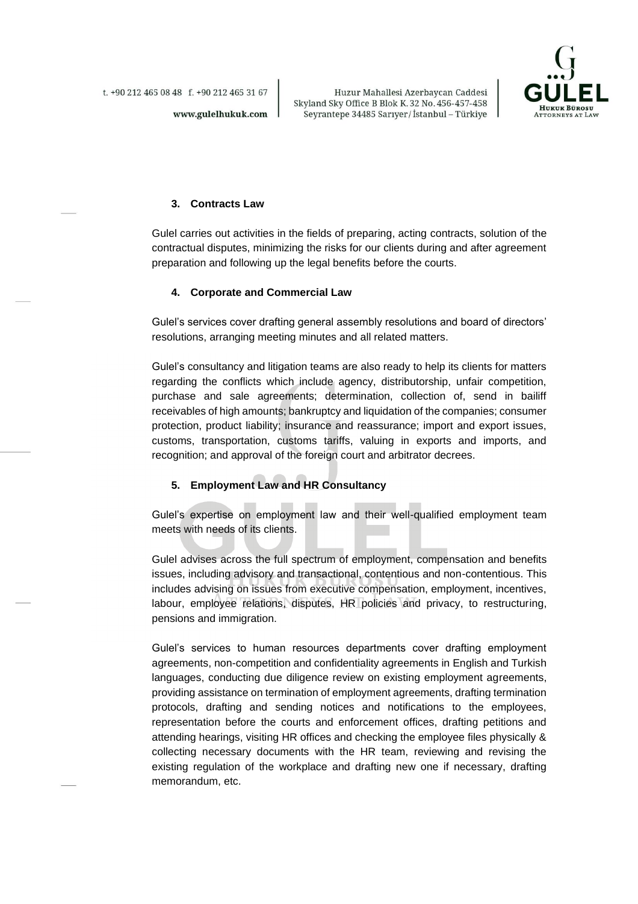### 3. Contracts Law

Gulel carries out activities in the fields of preparing, acting contracts, solution of the contractual disputes, minimizing the risks for our clients during and after agreement preparation and following up the legal benefits before the courts.

### 4. Corporate and Commercial Law

Gulel's services cover drafting general assembly resolutions and board of directors' resolutions, arranging meeting minutes and all related matters.

Gulel's consultancy and litigation teams are also ready to help its clients for matters regarding the conflicts which include agency, distributorship, unfair competition, purchase and sale agreements; determination, collection of, send in bailiff receivables of high amounts; bankruptcy and liquidation of the companies; consumer protection, product liability; insurance and reassurance; import and export issues, customs, transportation, customs tariffs, valuing in exports and imports, and recognition; and approval of the foreign court and arbitrator decrees.

### 5. Employment Law and HR Consultancy

Gulel's expertise on employment law and their well-qualified employment team meets with needs of its clients.

Gulel advises across the full spectrum of employment, compensation and benefits issues, including advisory and transactional, contentious and non-contentious. This includes advising on issues from executive compensation, employment, incentives, labour, employee relations, disputes, HR policies and privacy, to restructuring, pensions and immigration.

Gulel's services to human resources departments cover drafting employment agreements, non-competition and confidentiality agreements in English and Turkish languages, conducting due diligence review on existing employment agreements, providing assistance on termination of employment agreements, drafting termination protocols, drafting and sending notices and notifications to the employees, representation before the courts and enforcement offices, drafting petitions and attending hearings, visiting HR offices and checking the employee files physically & collecting necessary documents with the HR team, reviewing and revising the existing regulation of the workplace and drafting new one if necessary, drafting memorandum, etc.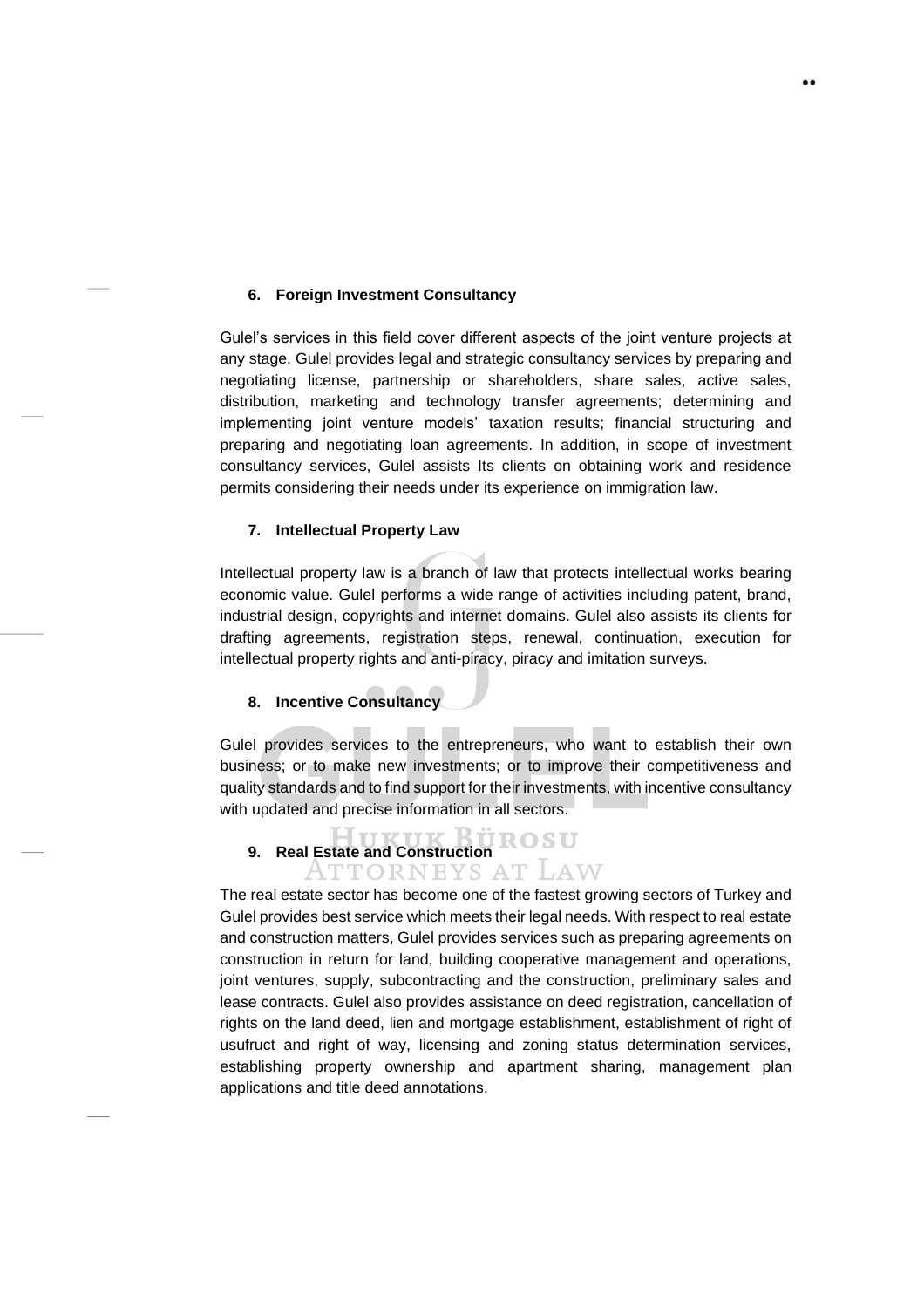### 6. Foreign Investment Consultancy

Gulel's services in this field cover different aspects of the joint venture projects at any stage. Gulel provides legal and strategic consultancy services by preparing and negotiating license, partnership or shareholders, share sales, active sales, distribution, marketing and technology transfer agreements; determining and implementing joint venture models' taxation results; financial structuring and preparing and negotiating loan agreements. In addition, in scope of investment consultancy services, Gulel assists Its clients on obtaining work and residence permits considering their needs under its experience on immigration law.

### 7. Intellectual Property Law

Intellectual property law is a branch of law that protects intellectual works bearing economic value. Gulel performs a wide range of activities including patent, brand, industrial design, copyrights and internet domains. Gulel also assists its clients for drafting agreements, registration steps, renewal, continuation, execution for intellectual property rights and anti-piracy, piracy and imitation surveys.

### 8. Incentive Consultancy

Gulel provides services to the entrepreneurs, who want to establish their own business; or to make new investments; or to improve their competitiveness and quality standards and to find support for their investments, with incentive consultancy with updated and precise information in all sectors.

### 9. Real Estate and Construction

The real estate sector has become one of the fastest growing sectors of Turkey and Gulel provides best service which meets their legal needs. With respect to real estate and construction matters, Gulel provides services such as preparing agreements on construction in return for land, building cooperative management and operations, joint ventures, supply, subcontracting and the construction, preliminary sales and lease contracts. Gulel also provides assistance on deed registration, cancellation of rights on the land deed, lien and mortgage establishment, establishment of right of usufruct and right of way, licensing and zoning status determination services, establishing property ownership and apartment sharing, management plan applications and title deed annotations.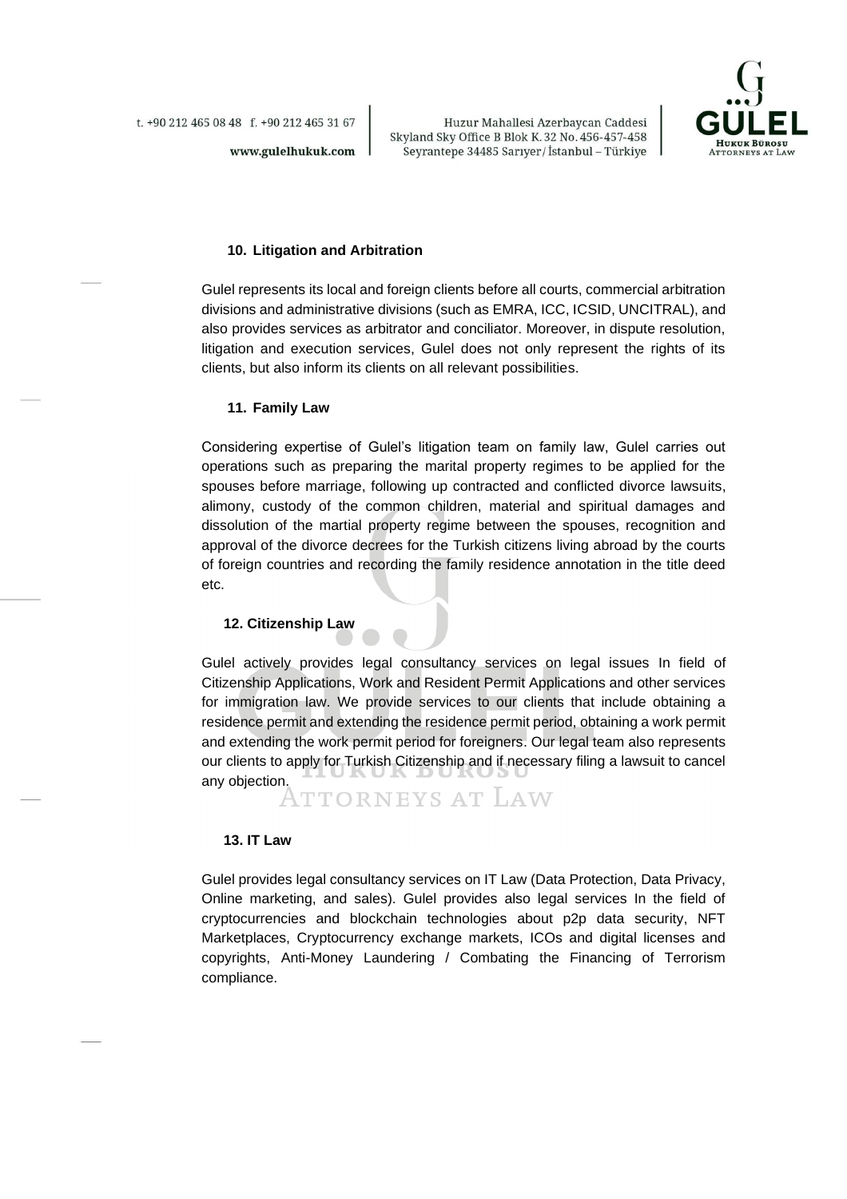## 10. Litigation and Arbitration

Gulel represents its local and foreign clients before all courts, commercial arbitration divisions and administrative divisions (such as EMRA, ICC, ICSID, UNCITRAL), and also provides services as arbitrator and conciliator. Moreover, in dispute resolution, litigation and execution services, Gulel does not only represent the rights of its clients, but also inform its clients on all relevant possibilities.

## 11. Family Law

Considering expertise of Gulel's litigation team on family law, Gulel carries out operations such as preparing the marital property regimes to be applied for the spouses before marriage, following up contracted and conflicted divorce lawsuits, alimony, custody of the common children, material and spiritual damages and dissolution of the martial property regime between the spouses, recognition and approval of the divorce decrees for the Turkish citizens living abroad by the courts of foreign countries and recording the family residence annotation in the title deed etc.

## 12. Citizenship Law

Gulel actively provides legal consultancy services on legal issues In field of Citizenship Applications, Work and Resident Permit Applications and other services for immigration law. We provide services to our clients that include obtaining a residence permit and extending the residence permit period, obtaining a work permit and extending the work permit period for foreigners. Our legal team also represents our clients to apply for Turkish Citizenship and if necessary filing a lawsuit to cancel any objection.

## 13. IT Law

Gulel provides legal consultancy services on IT Law (Data Protection, Data Privacy, Online marketing, and sales). Gulel provides also legal services In the field of cryptocurrencies and blockchain technologies about p2p data security, NFT Marketplaces, Cryptocurrency exchange markets, ICOs and digital licenses and copyrights, Anti-Money Laundering / Combating the Financing of Terrorism compliance.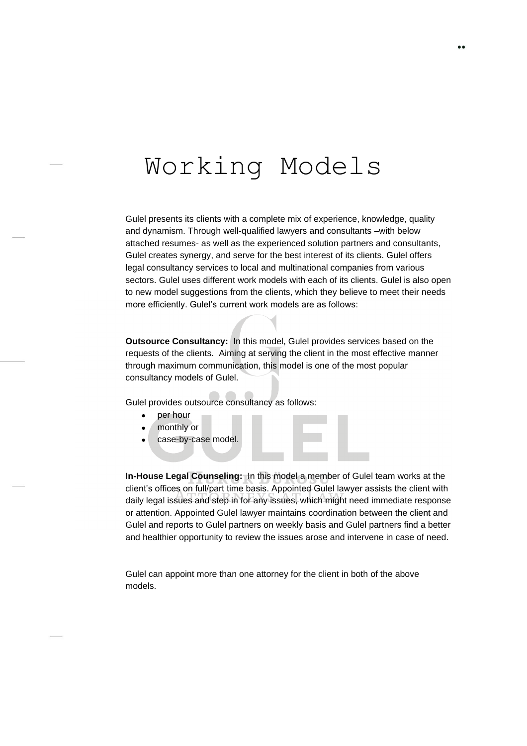# Working Models

Gulel presents its clients with a complete mix of experience, knowledge, quality and dynamism. Through well-qualified lawyers and consultants –with below attached resumes- as well as the experienced solution partners and consultants, Gulel creates synergy, and serve for the best interest of its clients. Gulel offers legal consultancy services to local and multinational companies from various sectors. Gulel uses different work models with each of its clients. Gulel is also open to new model suggestions from the clients, which they believe to meet their needs more efficiently. Gulel's current work models are as follows:

**Outsource Consultancy:** In this model, Gulel provides services based on the requests of the clients. Aiming at serving the client in the most effective manner through maximum communication, this model is one of the most popular consultancy models of Gulel.

Gulel provides outsource consultancy as follows:

- per hour
- monthly or
- case-by-case model.

**In-House Legal Counseling:** In this model a member of Gulel team works at the client's offices on full/part time basis. Appointed Gulel lawyer assists the client with daily legal issues and step in for any issues, which might need immediate response or attention. Appointed Gulel lawyer maintains coordination between the client and Gulel and reports to Gulel partners on weekly basis and Gulel partners find a better and healthier opportunity to review the issues arose and intervene in case of need.

Gulel can appoint more than one attorney for the client in both of the above models.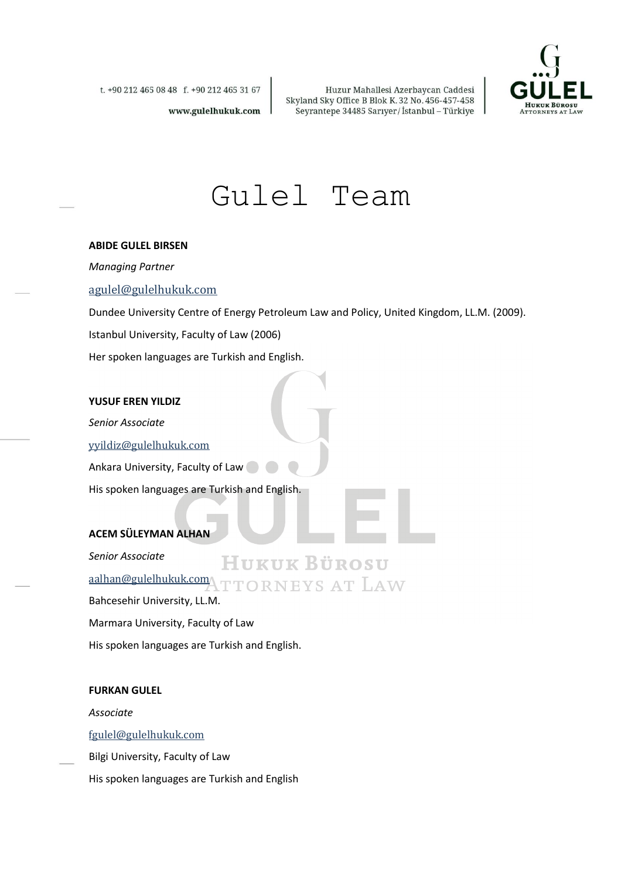# Gulel Team

**ABIDE GULEL BIRSEN**

*Managing Partner*

agulel@gulelhukuk.com

Dundee University Centre of Energy Petroleum Law and Policy, United Kingdom, LL.M. (2009).

Istanbul University, Faculty of Law (2006)

Her spoken languages are Turkish and English.

**YUSUF EREN YILDIZ**

*Senior Associate*

yyildiz@gulelhukuk.com

Ankara University, Faculty of Law

His spoken languages are Turkish and English.

**ACEM SÜLEYMAN ALHAN**

*Senior Associate*

aalhan@gulelhukuk.com

Bahcesehir University, LL.M.

Marmara University, Faculty of Law

His spoken languages are Turkish and English.

**FURKAN GULEL**

*Associate*

fgulel@gulelhukuk.com

Bilgi University, Faculty of Law

His spoken languages are Turkish and English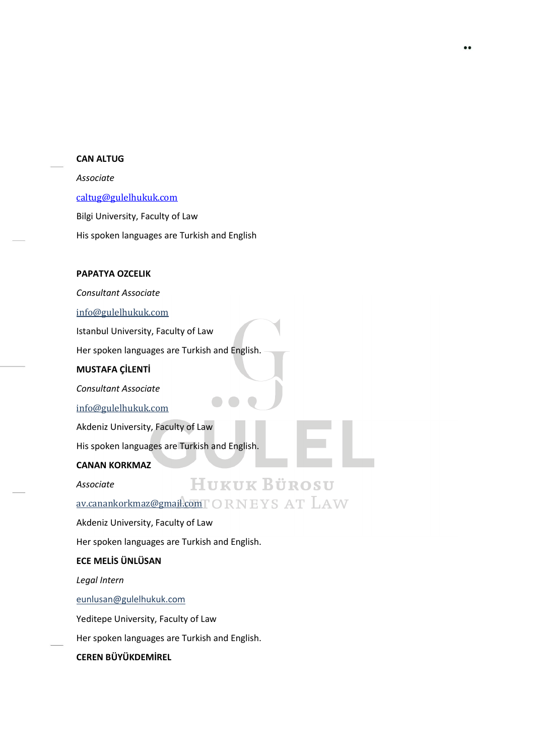**CAN ALTUG**

*Associate*

caltug@gulelhukuk.com

Bilgi University, Faculty of Law

His spoken languages are Turkish and English

**PAPATYA OZCELIK**

*Consultant Associate*

info@gulelhukuk.com

Istanbul University, Faculty of Law

Her spoken languages are Turkish and English.

**MUSTAFA ÇİLENTİ**

*Consultant Associate*

info@gulelhukuk.com

Akdeniz University, Faculty of Law

His spoken languages are Turkish and English.

**CANAN KORKMAZ**

*Associate*

av.canankorkmaz@gmail.com

Akdeniz University, Faculty of Law

Her spoken languages are Turkish and English.

**ECE MELİS ÜNLÜSAN**

*Legal Intern*

eunlusan@gulelhukuk.com

Yeditepe University, Faculty of Law

Her spoken languages are Turkish and English.

**CEREN BÜYÜKDEMİREL**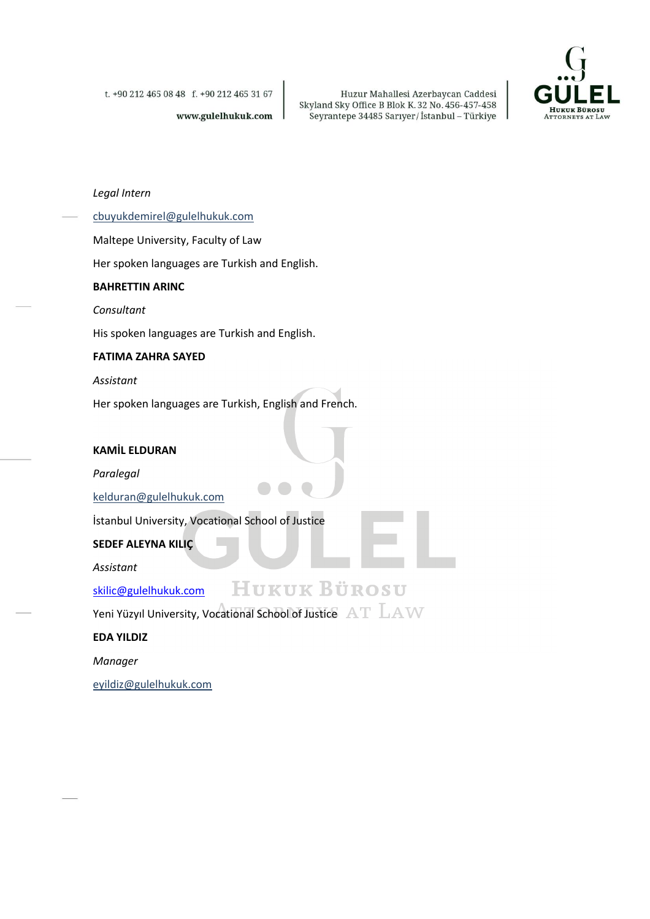*Legal Intern*

cbuyukdemirel@gulelhukuk.com

Maltepe University, Faculty of Law

Her spoken languages are Turkish and English.

**BAHRETTIN ARINC**

*Consultant*

His spoken languages are Turkish and English.

**FATIMA ZAHRA SAYED**

*Assistant*

Her spoken languages are Turkish, English and French.

**KAMİL ELDURAN**

*Paralegal*

kelduran@gulelhukuk.com

İstanbul University, Vocational School of Justice

**SEDEF ALEYNA KILIÇ**

*Assistant*

skilic@gulelhukuk.com

Yeni Yüzyıl University, Vocational School of Justice

**EDA YILDIZ**

*Manager*

eyildiz@gulelhukuk.com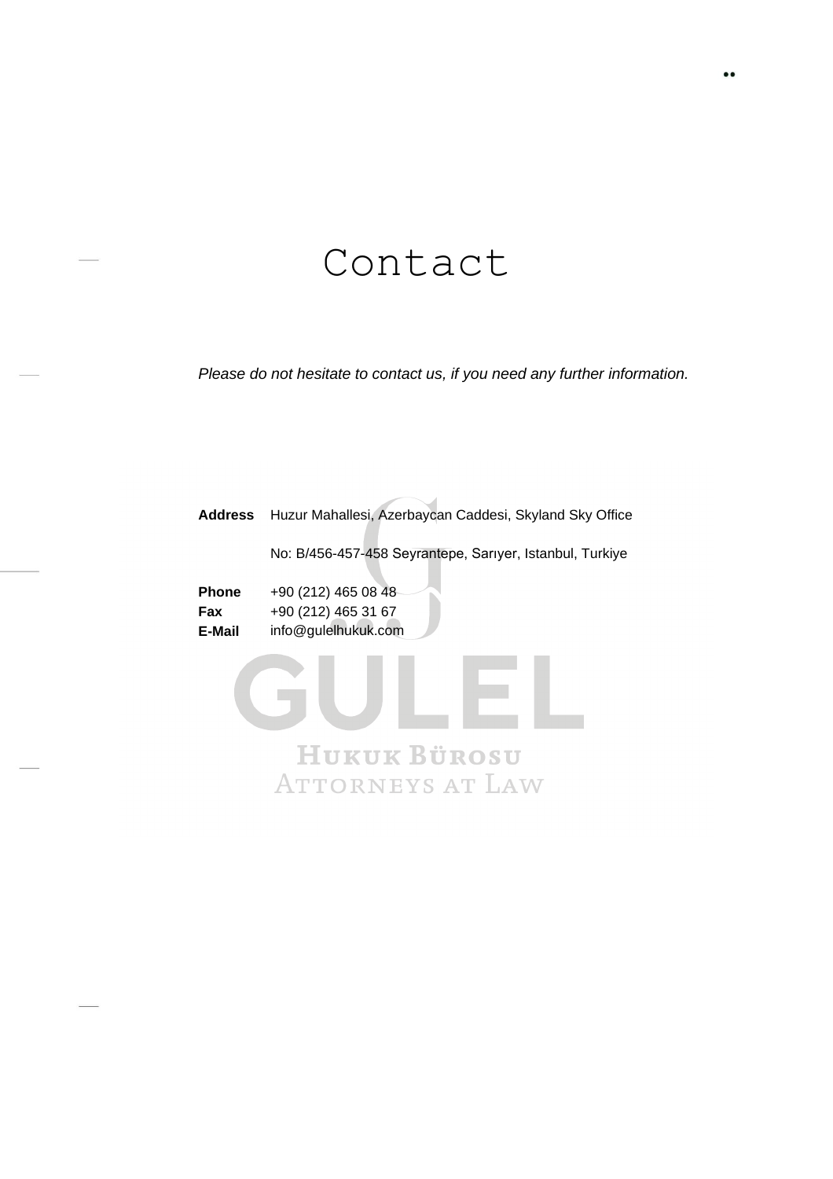# Contact

*Please do not hesitate to contact us, if you need any further information.*

| | |
|---|---|
| **Address** | Huzur Mahallesi, Azerbaycan Caddesi, Skyland Sky Office |
| | No: B/456-457-458 Seyrantepe, Sarıyer, Istanbul, Turkiye |
| **Phone** | +90 (212) 465 08 48 |
| **Fax** | +90 (212) 465 31 67 |
| **E-Mail** | info@gulelhukuk.com |

GULEL

Hukuk Bürosu

Attorneys at Law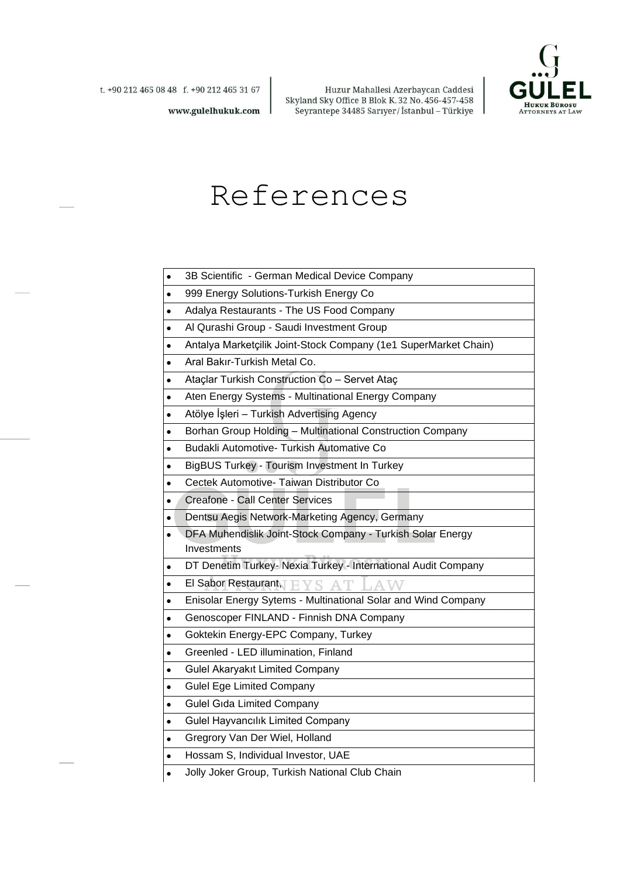# References

- 3B Scientific  - German Medical Device Company
- 999 Energy Solutions-Turkish Energy Co
- Adalya Restaurants - The US Food Company
- Al Qurashi Group - Saudi Investment Group
- Antalya Marketçilik Joint-Stock Company (1e1 SuperMarket Chain)
- Aral Bakır-Turkish Metal Co.
- Ataçlar Turkish Construction Co – Servet Ataç
- Aten Energy Systems - Multinational Energy Company
- Atölye İşleri – Turkish Advertising Agency
- Borhan Group Holding – Multinational Construction Company
- Budakli Automotive- Turkish Automative Co
- BigBUS Turkey - Tourism Investment In Turkey
- Cectek Automotive- Taiwan Distributor Co
- Creafone - Call Center Services
- Dentsu Aegis Network-Marketing Agency, Germany
- DFA Muhendislik Joint-Stock Company - Turkish Solar Energy Investments
- DT Denetim Turkey- Nexia Turkey - International Audit Company
- El Sabor Restaurant,
- Enisolar Energy Sytems - Multinational Solar and Wind Company
- Genoscoper FINLAND - Finnish DNA Company
- Goktekin Energy-EPC Company, Turkey
- Greenled - LED illumination, Finland
- Gulel Akaryakıt Limited Company
- Gulel Ege Limited Company
- Gulel Gıda Limited Company
- Gulel Hayvancılık Limited Company
- Gregrory Van Der Wiel, Holland
- Hossam S, Individual Investor, UAE
- Jolly Joker Group, Turkish National Club Chain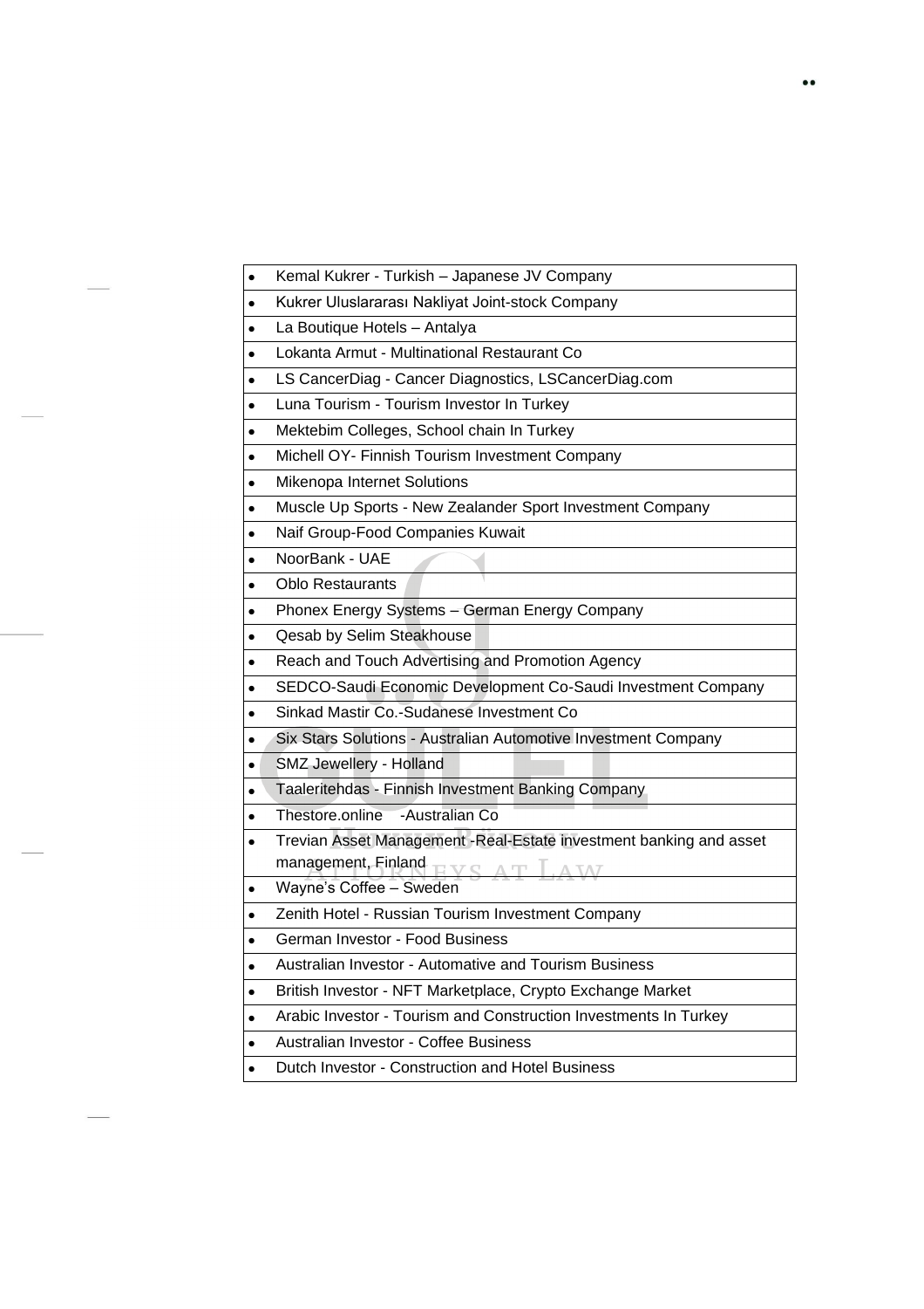| |
|---|
| • Kemal Kukrer - Turkish – Japanese JV Company |
| • Kukrer Uluslararası Nakliyat Joint-stock Company |
| • La Boutique Hotels – Antalya |
| • Lokanta Armut - Multinational Restaurant Co |
| • LS CancerDiag - Cancer Diagnostics, LSCancerDiag.com |
| • Luna Tourism - Tourism Investor In Turkey |
| • Mektebim Colleges, School chain In Turkey |
| • Michell OY- Finnish Tourism Investment Company |
| • Mikenopa Internet Solutions |
| • Muscle Up Sports - New Zealander Sport Investment Company |
| • Naif Group-Food Companies Kuwait |
| • NoorBank - UAE |
| • Oblo Restaurants |
| • Phonex Energy Systems – German Energy Company |
| • Qesab by Selim Steakhouse |
| • Reach and Touch Advertising and Promotion Agency |
| • SEDCO-Saudi Economic Development Co-Saudi Investment Company |
| • Sinkad Mastir Co.-Sudanese Investment Co |
| • Six Stars Solutions - Australian Automotive Investment Company |
| • SMZ Jewellery - Holland |
| • Taaleritehdas - Finnish Investment Banking Company |
| • Thestore.online -Australian Co |
| • Trevian Asset Management -Real-Estate investment banking and asset management, Finland |
| • Wayne's Coffee – Sweden |
| • Zenith Hotel - Russian Tourism Investment Company |
| • German Investor - Food Business |
| • Australian Investor - Automative and Tourism Business |
| • British Investor - NFT Marketplace, Crypto Exchange Market |
| • Arabic Investor - Tourism and Construction Investments In Turkey |
| • Australian Investor - Coffee Business |
| • Dutch Investor - Construction and Hotel Business |